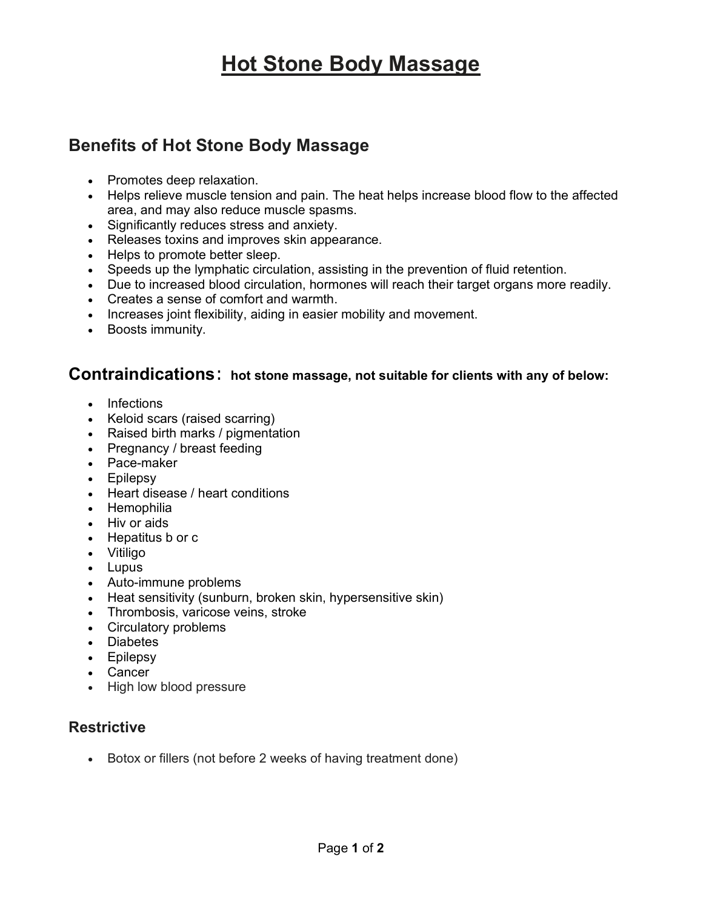# Hot Stone Body Massage

## Benefits of Hot Stone Body Massage

- Promotes deep relaxation.
- Helps relieve muscle tension and pain. The heat helps increase blood flow to the affected area, and may also reduce muscle spasms.
- Significantly reduces stress and anxiety.
- Releases toxins and improves skin appearance.
- Helps to promote better sleep.
- Speeds up the lymphatic circulation, assisting in the prevention of fluid retention.
- Due to increased blood circulation, hormones will reach their target organs more readily.
- Creates a sense of comfort and warmth.
- Increases joint flexibility, aiding in easier mobility and movement.
- Boosts immunity.

## Contraindications: **hot stone massage, not suitable for clients with any of below:**

- Infections
- Keloid scars (raised scarring)
- Raised birth marks / pigmentation
- Pregnancy / breast feeding
- Pace-maker
- Epilepsy
- Heart disease / heart conditions
- Hemophilia
- Hiv or aids
- Hepatitus b or c
- Vitiligo
- Lupus
- Auto-immune problems
- Heat sensitivity (sunburn, broken skin, hypersensitive skin)
- Thrombosis, varicose veins, stroke
- Circulatory problems
- Diabetes
- Epilepsy
- Cancer
- High low blood pressure

### Restrictive

- Botox or fillers (not before 2 weeks of having treatment done)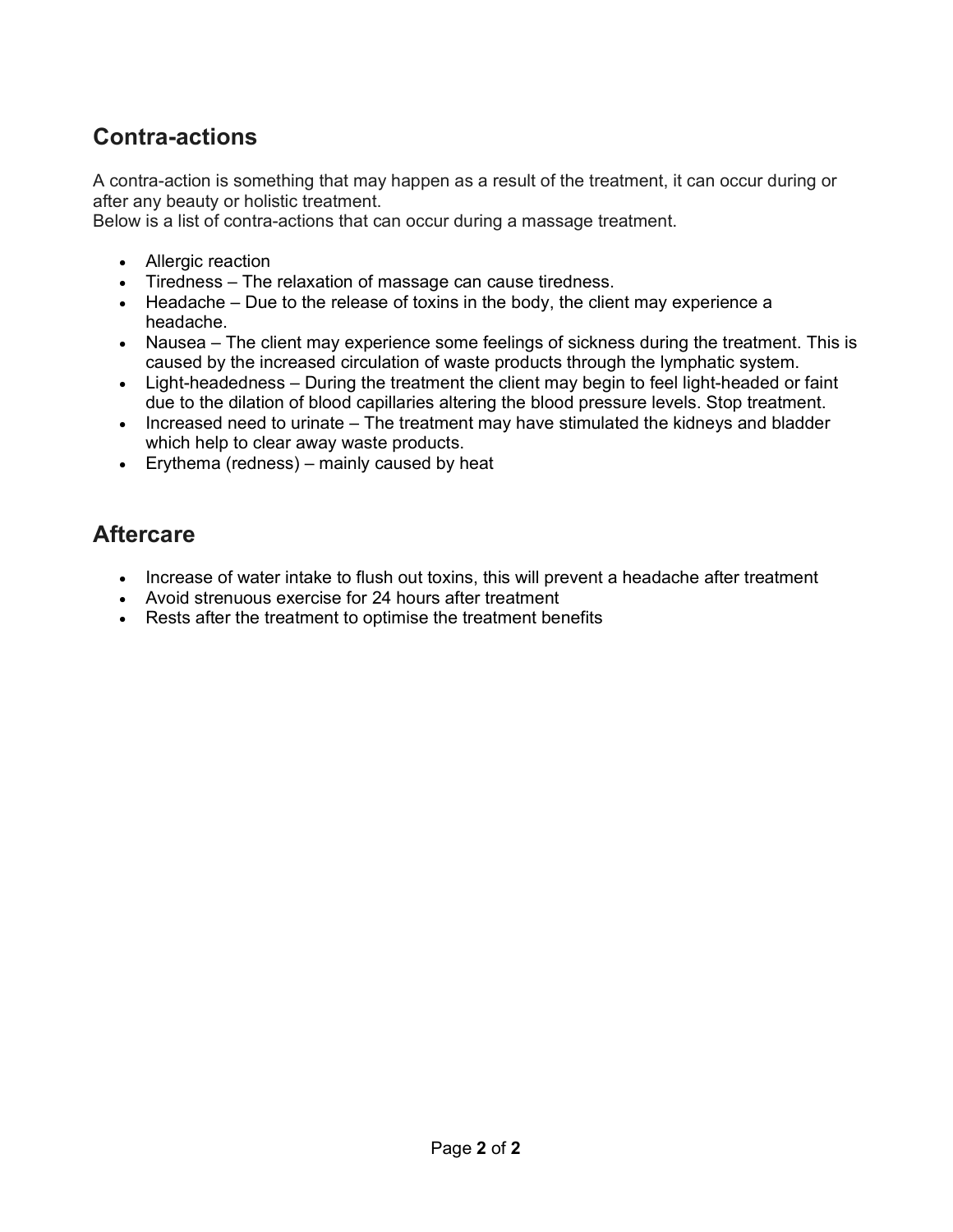## Contra-actions

A contra-action is something that may happen as a result of the treatment, it can occur during or after any beauty or holistic treatment.
Below is a list of contra-actions that can occur during a massage treatment.

- Allergic reaction
- Tiredness – The relaxation of massage can cause tiredness.
- Headache – Due to the release of toxins in the body, the client may experience a headache.
- Nausea – The client may experience some feelings of sickness during the treatment. This is caused by the increased circulation of waste products through the lymphatic system.
- Light-headedness – During the treatment the client may begin to feel light-headed or faint due to the dilation of blood capillaries altering the blood pressure levels. Stop treatment.
- Increased need to urinate – The treatment may have stimulated the kidneys and bladder which help to clear away waste products.
- Erythema (redness) – mainly caused by heat

## Aftercare

- Increase of water intake to flush out toxins, this will prevent a headache after treatment
- Avoid strenuous exercise for 24 hours after treatment
- Rests after the treatment to optimise the treatment benefits